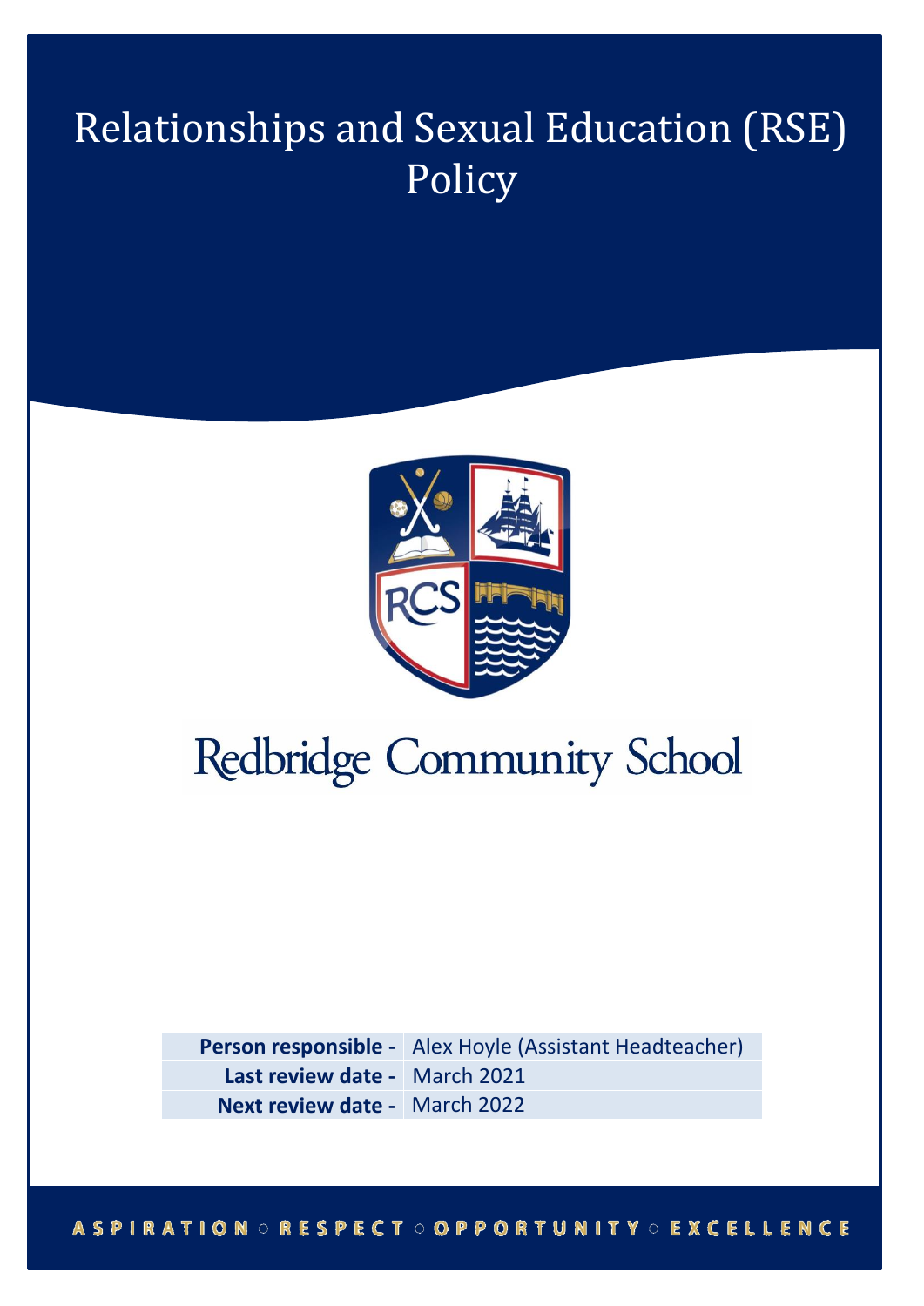# Relationships and Sexual Education (RSE) Policy

Redbridge Community School

| **Person responsible -** | Alex Hoyle (Assistant Headteacher) |
|---|---|
| **Last review date -** | March 2021 |
| **Next review date -** | March 2022 |

ASPIRATION ○ RESPECT ○ OPPORTUNITY ○ EXCELLENCE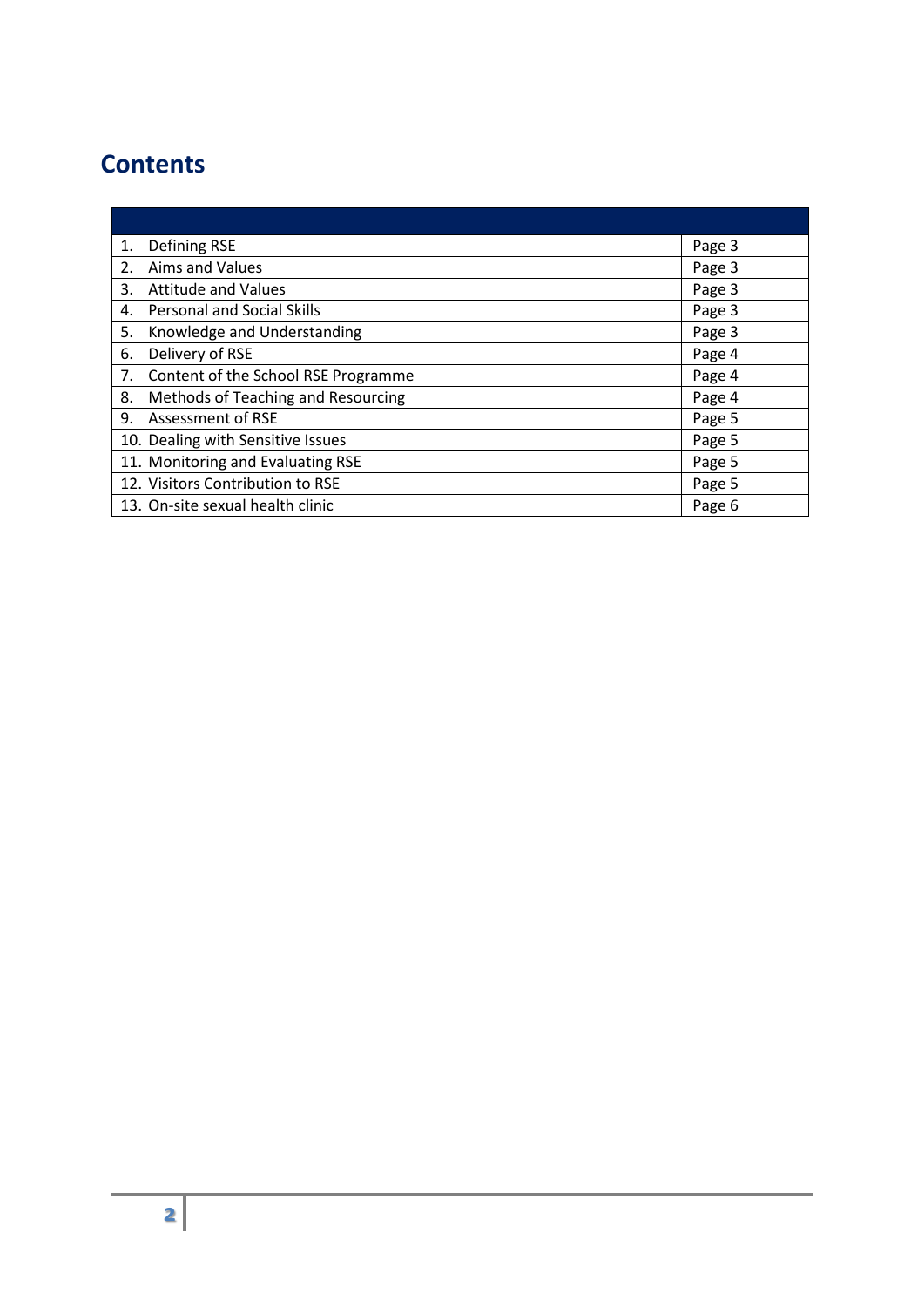## Contents

| | |
|---|---|
| 1. Defining RSE | Page 3 |
| 2. Aims and Values | Page 3 |
| 3. Attitude and Values | Page 3 |
| 4. Personal and Social Skills | Page 3 |
| 5. Knowledge and Understanding | Page 3 |
| 6. Delivery of RSE | Page 4 |
| 7. Content of the School RSE Programme | Page 4 |
| 8. Methods of Teaching and Resourcing | Page 4 |
| 9. Assessment of RSE | Page 5 |
| 10. Dealing with Sensitive Issues | Page 5 |
| 11. Monitoring and Evaluating RSE | Page 5 |
| 12. Visitors Contribution to RSE | Page 5 |
| 13. On-site sexual health clinic | Page 6 |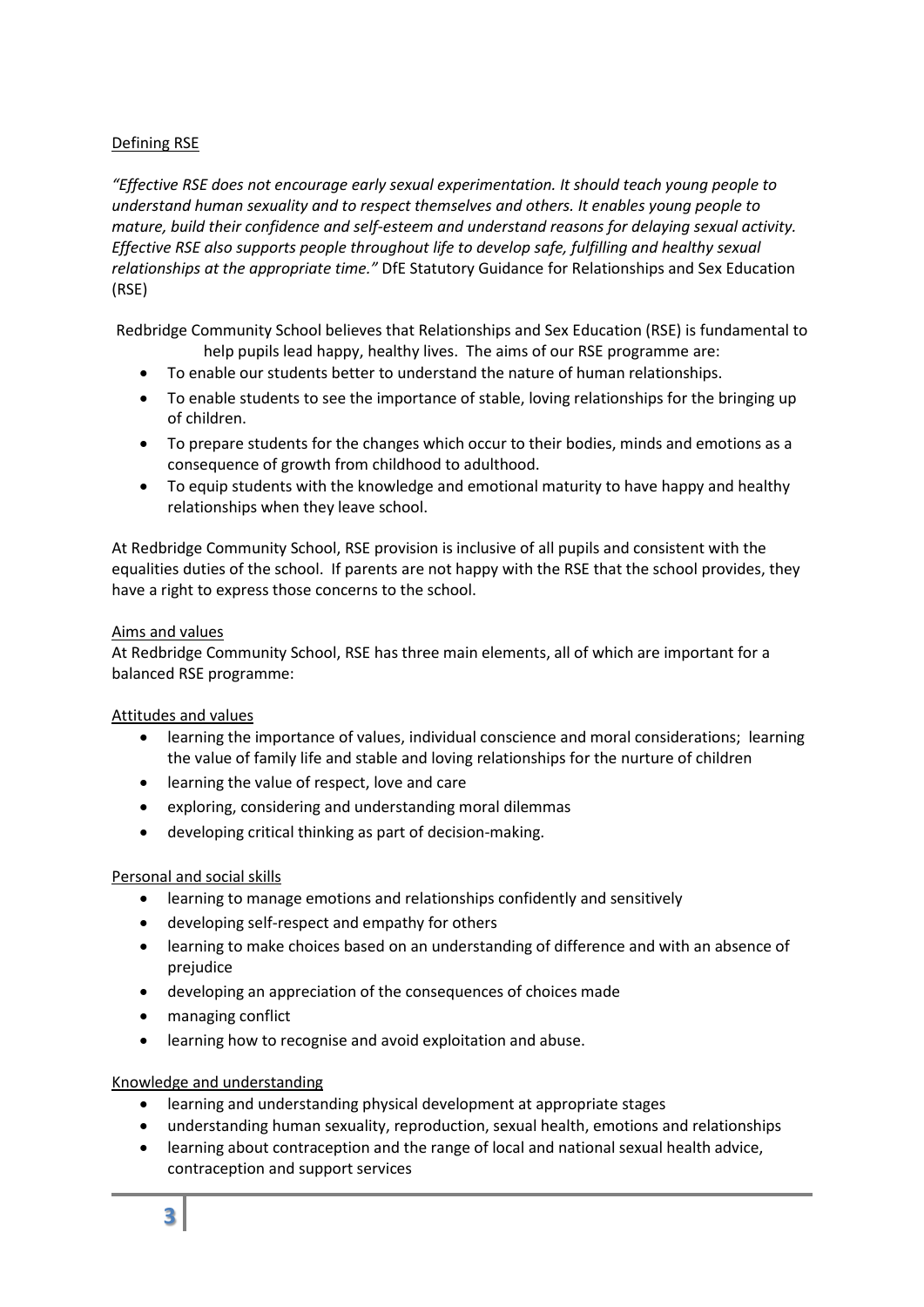## Defining RSE

*"Effective RSE does not encourage early sexual experimentation. It should teach young people to understand human sexuality and to respect themselves and others. It enables young people to mature, build their confidence and self-esteem and understand reasons for delaying sexual activity. Effective RSE also supports people throughout life to develop safe, fulfilling and healthy sexual relationships at the appropriate time."* DfE Statutory Guidance for Relationships and Sex Education (RSE)

Redbridge Community School believes that Relationships and Sex Education (RSE) is fundamental to help pupils lead happy, healthy lives. The aims of our RSE programme are:

- To enable our students better to understand the nature of human relationships.
- To enable students to see the importance of stable, loving relationships for the bringing up of children.
- To prepare students for the changes which occur to their bodies, minds and emotions as a consequence of growth from childhood to adulthood.
- To equip students with the knowledge and emotional maturity to have happy and healthy relationships when they leave school.

At Redbridge Community School, RSE provision is inclusive of all pupils and consistent with the equalities duties of the school. If parents are not happy with the RSE that the school provides, they have a right to express those concerns to the school.

## Aims and values

At Redbridge Community School, RSE has three main elements, all of which are important for a balanced RSE programme:

### Attitudes and values

- learning the importance of values, individual conscience and moral considerations; learning the value of family life and stable and loving relationships for the nurture of children
- learning the value of respect, love and care
- exploring, considering and understanding moral dilemmas
- developing critical thinking as part of decision-making.

### Personal and social skills

- learning to manage emotions and relationships confidently and sensitively
- developing self-respect and empathy for others
- learning to make choices based on an understanding of difference and with an absence of prejudice
- developing an appreciation of the consequences of choices made
- managing conflict
- learning how to recognise and avoid exploitation and abuse.

### Knowledge and understanding

- learning and understanding physical development at appropriate stages
- understanding human sexuality, reproduction, sexual health, emotions and relationships
- learning about contraception and the range of local and national sexual health advice, contraception and support services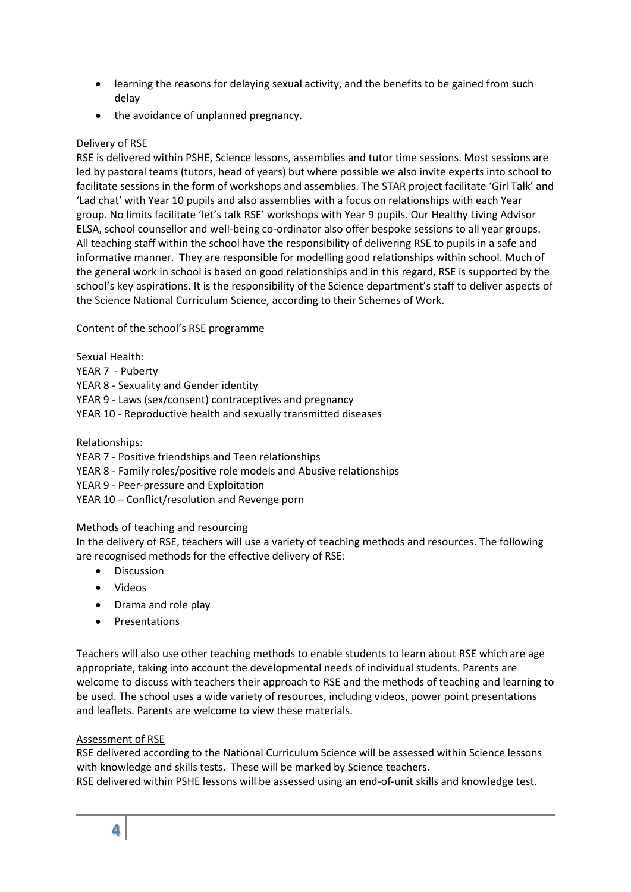- learning the reasons for delaying sexual activity, and the benefits to be gained from such delay
- the avoidance of unplanned pregnancy.

## Delivery of RSE

RSE is delivered within PSHE, Science lessons, assemblies and tutor time sessions. Most sessions are led by pastoral teams (tutors, head of years) but where possible we also invite experts into school to facilitate sessions in the form of workshops and assemblies. The STAR project facilitate 'Girl Talk' and 'Lad chat' with Year 10 pupils and also assemblies with a focus on relationships with each Year group. No limits facilitate 'let's talk RSE' workshops with Year 9 pupils. Our Healthy Living Advisor ELSA, school counsellor and well-being co-ordinator also offer bespoke sessions to all year groups. All teaching staff within the school have the responsibility of delivering RSE to pupils in a safe and informative manner. They are responsible for modelling good relationships within school. Much of the general work in school is based on good relationships and in this regard, RSE is supported by the school's key aspirations. It is the responsibility of the Science department's staff to deliver aspects of the Science National Curriculum Science, according to their Schemes of Work.

## Content of the school's RSE programme

Sexual Health:
YEAR 7 - Puberty
YEAR 8 - Sexuality and Gender identity
YEAR 9 - Laws (sex/consent) contraceptives and pregnancy
YEAR 10 - Reproductive health and sexually transmitted diseases

Relationships:
YEAR 7 - Positive friendships and Teen relationships
YEAR 8 - Family roles/positive role models and Abusive relationships
YEAR 9 - Peer-pressure and Exploitation
YEAR 10 – Conflict/resolution and Revenge porn

## Methods of teaching and resourcing

In the delivery of RSE, teachers will use a variety of teaching methods and resources. The following are recognised methods for the effective delivery of RSE:

- Discussion
- Videos
- Drama and role play
- Presentations

Teachers will also use other teaching methods to enable students to learn about RSE which are age appropriate, taking into account the developmental needs of individual students. Parents are welcome to discuss with teachers their approach to RSE and the methods of teaching and learning to be used. The school uses a wide variety of resources, including videos, power point presentations and leaflets. Parents are welcome to view these materials.

## Assessment of RSE

RSE delivered according to the National Curriculum Science will be assessed within Science lessons with knowledge and skills tests. These will be marked by Science teachers.
RSE delivered within PSHE lessons will be assessed using an end-of-unit skills and knowledge test.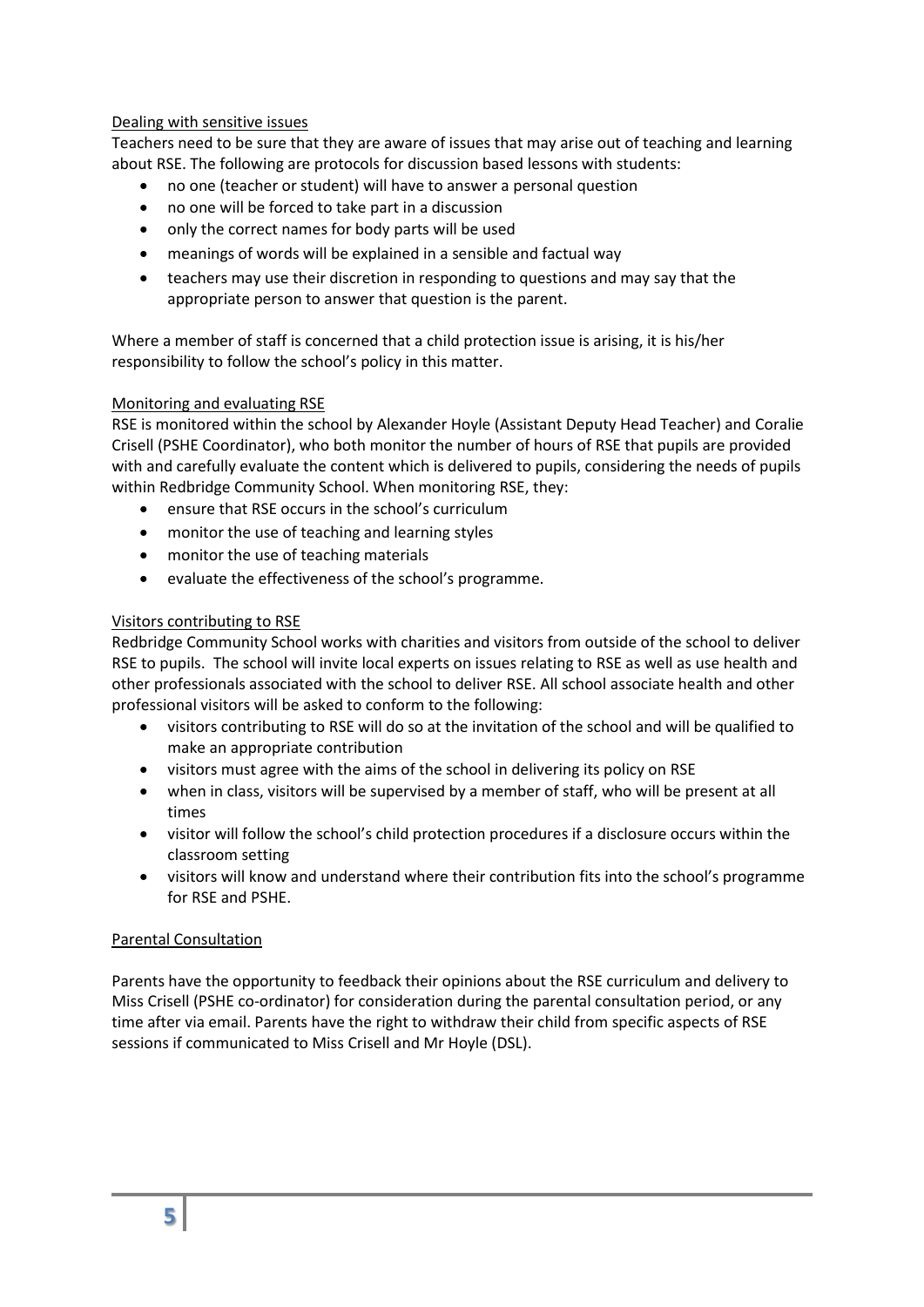## Dealing with sensitive issues

Teachers need to be sure that they are aware of issues that may arise out of teaching and learning about RSE. The following are protocols for discussion based lessons with students:

- no one (teacher or student) will have to answer a personal question
- no one will be forced to take part in a discussion
- only the correct names for body parts will be used
- meanings of words will be explained in a sensible and factual way
- teachers may use their discretion in responding to questions and may say that the appropriate person to answer that question is the parent.

Where a member of staff is concerned that a child protection issue is arising, it is his/her responsibility to follow the school's policy in this matter.

## Monitoring and evaluating RSE

RSE is monitored within the school by Alexander Hoyle (Assistant Deputy Head Teacher) and Coralie Crisell (PSHE Coordinator), who both monitor the number of hours of RSE that pupils are provided with and carefully evaluate the content which is delivered to pupils, considering the needs of pupils within Redbridge Community School. When monitoring RSE, they:

- ensure that RSE occurs in the school's curriculum
- monitor the use of teaching and learning styles
- monitor the use of teaching materials
- evaluate the effectiveness of the school's programme.

## Visitors contributing to RSE

Redbridge Community School works with charities and visitors from outside of the school to deliver RSE to pupils. The school will invite local experts on issues relating to RSE as well as use health and other professionals associated with the school to deliver RSE. All school associate health and other professional visitors will be asked to conform to the following:

- visitors contributing to RSE will do so at the invitation of the school and will be qualified to make an appropriate contribution
- visitors must agree with the aims of the school in delivering its policy on RSE
- when in class, visitors will be supervised by a member of staff, who will be present at all times
- visitor will follow the school's child protection procedures if a disclosure occurs within the classroom setting
- visitors will know and understand where their contribution fits into the school's programme for RSE and PSHE.

## Parental Consultation

Parents have the opportunity to feedback their opinions about the RSE curriculum and delivery to Miss Crisell (PSHE co-ordinator) for consideration during the parental consultation period, or any time after via email. Parents have the right to withdraw their child from specific aspects of RSE sessions if communicated to Miss Crisell and Mr Hoyle (DSL).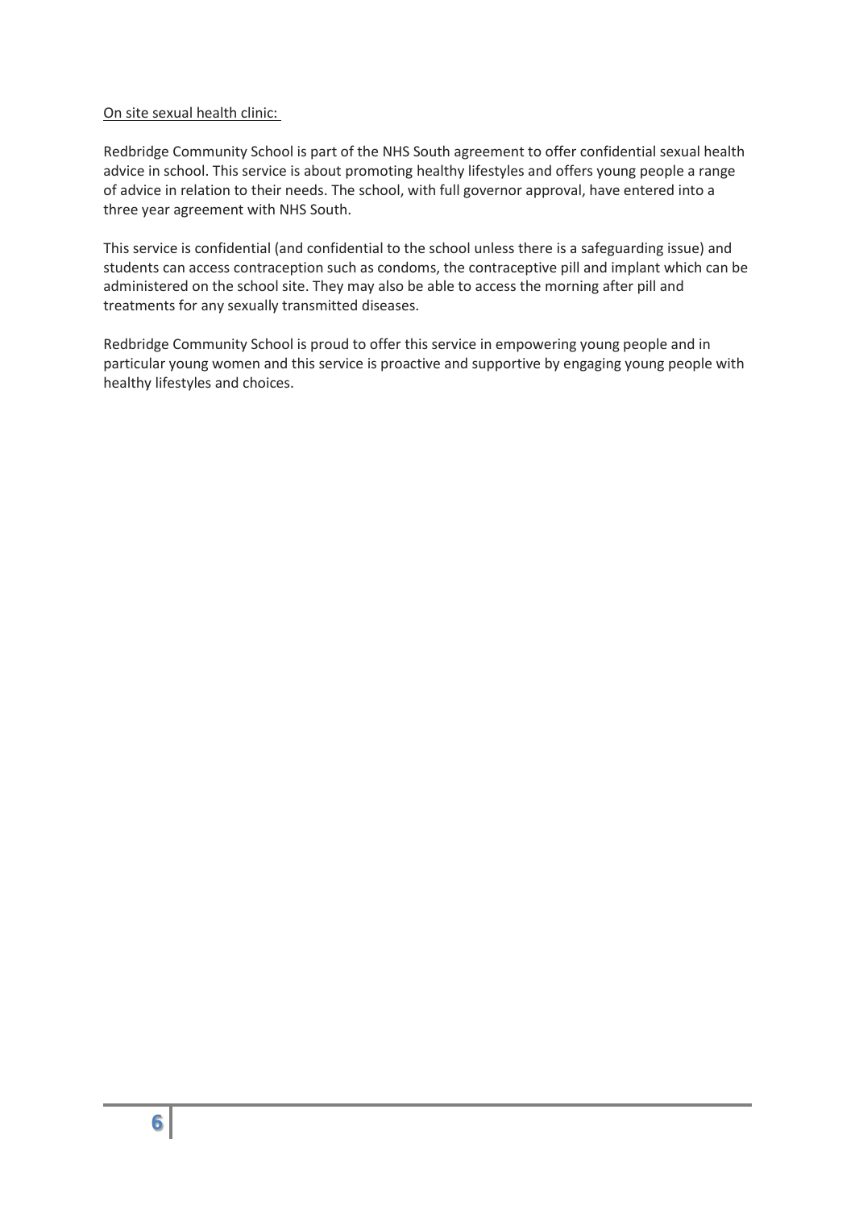<u>On site sexual health clinic:</u>

Redbridge Community School is part of the NHS South agreement to offer confidential sexual health advice in school. This service is about promoting healthy lifestyles and offers young people a range of advice in relation to their needs. The school, with full governor approval, have entered into a three year agreement with NHS South.

This service is confidential (and confidential to the school unless there is a safeguarding issue) and students can access contraception such as condoms, the contraceptive pill and implant which can be administered on the school site. They may also be able to access the morning after pill and treatments for any sexually transmitted diseases.

Redbridge Community School is proud to offer this service in empowering young people and in particular young women and this service is proactive and supportive by engaging young people with healthy lifestyles and choices.